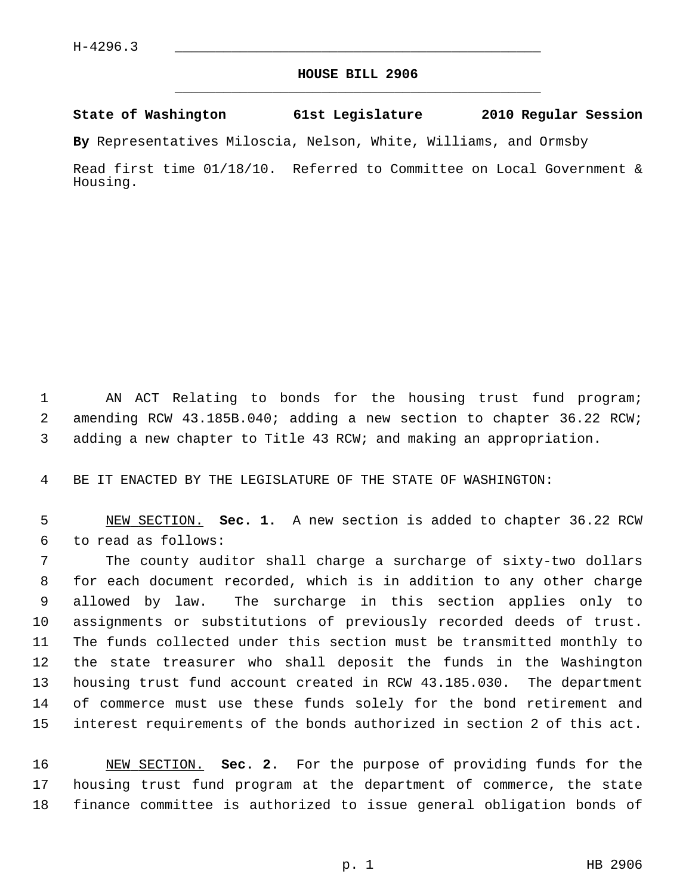H-4296.3

# HOUSE BILL 2906

**State of Washington 61st Legislature 2010 Regular Session**

**By** Representatives Miloscia, Nelson, White, Williams, and Ormsby

Read first time 01/18/10. Referred to Committee on Local Government & Housing.

AN ACT Relating to bonds for the housing trust fund program; amending RCW 43.185B.040; adding a new section to chapter 36.22 RCW; adding a new chapter to Title 43 RCW; and making an appropriation.

BE IT ENACTED BY THE LEGISLATURE OF THE STATE OF WASHINGTON:

NEW SECTION. **Sec. 1.** A new section is added to chapter 36.22 RCW to read as follows:

The county auditor shall charge a surcharge of sixty-two dollars for each document recorded, which is in addition to any other charge allowed by law. The surcharge in this section applies only to assignments or substitutions of previously recorded deeds of trust. The funds collected under this section must be transmitted monthly to the state treasurer who shall deposit the funds in the Washington housing trust fund account created in RCW 43.185.030. The department of commerce must use these funds solely for the bond retirement and interest requirements of the bonds authorized in section 2 of this act.

NEW SECTION. **Sec. 2.** For the purpose of providing funds for the housing trust fund program at the department of commerce, the state finance committee is authorized to issue general obligation bonds of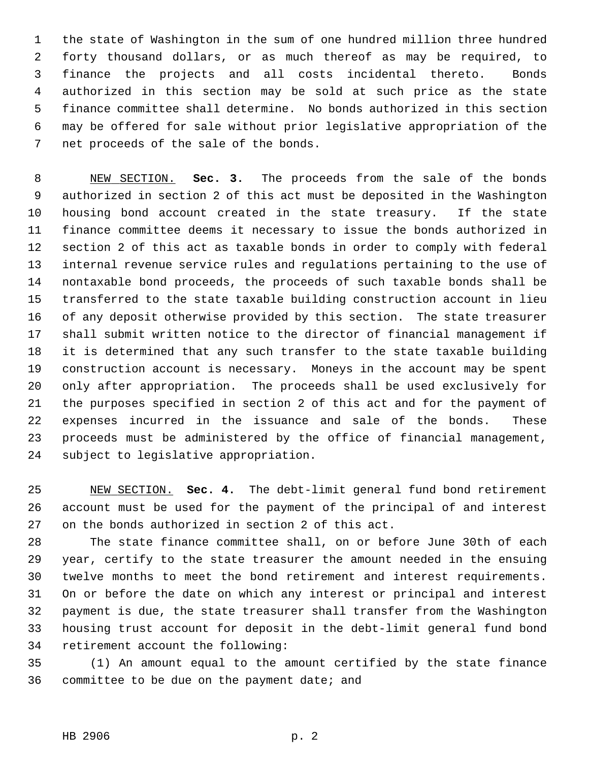the state of Washington in the sum of one hundred million three hundred forty thousand dollars, or as much thereof as may be required, to finance the projects and all costs incidental thereto. Bonds authorized in this section may be sold at such price as the state finance committee shall determine. No bonds authorized in this section may be offered for sale without prior legislative appropriation of the net proceeds of the sale of the bonds.

NEW SECTION. **Sec. 3.** The proceeds from the sale of the bonds authorized in section 2 of this act must be deposited in the Washington housing bond account created in the state treasury. If the state finance committee deems it necessary to issue the bonds authorized in section 2 of this act as taxable bonds in order to comply with federal internal revenue service rules and regulations pertaining to the use of nontaxable bond proceeds, the proceeds of such taxable bonds shall be transferred to the state taxable building construction account in lieu of any deposit otherwise provided by this section. The state treasurer shall submit written notice to the director of financial management if it is determined that any such transfer to the state taxable building construction account is necessary. Moneys in the account may be spent only after appropriation. The proceeds shall be used exclusively for the purposes specified in section 2 of this act and for the payment of expenses incurred in the issuance and sale of the bonds. These proceeds must be administered by the office of financial management, subject to legislative appropriation.

NEW SECTION. **Sec. 4.** The debt-limit general fund bond retirement account must be used for the payment of the principal of and interest on the bonds authorized in section 2 of this act.

The state finance committee shall, on or before June 30th of each year, certify to the state treasurer the amount needed in the ensuing twelve months to meet the bond retirement and interest requirements. On or before the date on which any interest or principal and interest payment is due, the state treasurer shall transfer from the Washington housing trust account for deposit in the debt-limit general fund bond retirement account the following:

(1) An amount equal to the amount certified by the state finance committee to be due on the payment date; and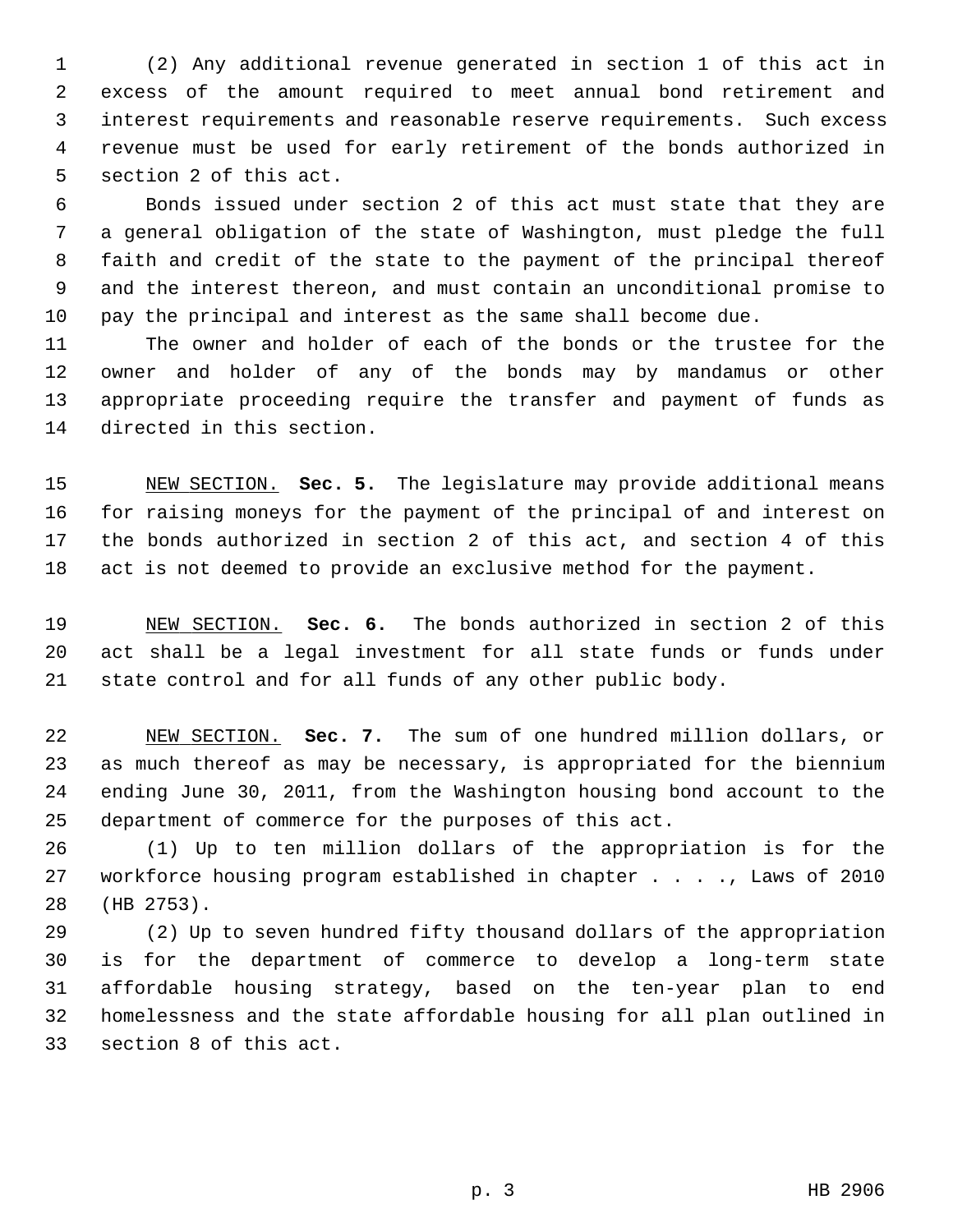(2) Any additional revenue generated in section 1 of this act in excess of the amount required to meet annual bond retirement and interest requirements and reasonable reserve requirements. Such excess revenue must be used for early retirement of the bonds authorized in section 2 of this act.

Bonds issued under section 2 of this act must state that they are a general obligation of the state of Washington, must pledge the full faith and credit of the state to the payment of the principal thereof and the interest thereon, and must contain an unconditional promise to pay the principal and interest as the same shall become due.

The owner and holder of each of the bonds or the trustee for the owner and holder of any of the bonds may by mandamus or other appropriate proceeding require the transfer and payment of funds as directed in this section.

NEW SECTION. **Sec. 5.** The legislature may provide additional means for raising moneys for the payment of the principal of and interest on the bonds authorized in section 2 of this act, and section 4 of this act is not deemed to provide an exclusive method for the payment.

NEW SECTION. **Sec. 6.** The bonds authorized in section 2 of this act shall be a legal investment for all state funds or funds under state control and for all funds of any other public body.

NEW SECTION. **Sec. 7.** The sum of one hundred million dollars, or as much thereof as may be necessary, is appropriated for the biennium ending June 30, 2011, from the Washington housing bond account to the department of commerce for the purposes of this act.

(1) Up to ten million dollars of the appropriation is for the workforce housing program established in chapter . . . ., Laws of 2010 (HB 2753).

(2) Up to seven hundred fifty thousand dollars of the appropriation is for the department of commerce to develop a long-term state affordable housing strategy, based on the ten-year plan to end homelessness and the state affordable housing for all plan outlined in section 8 of this act.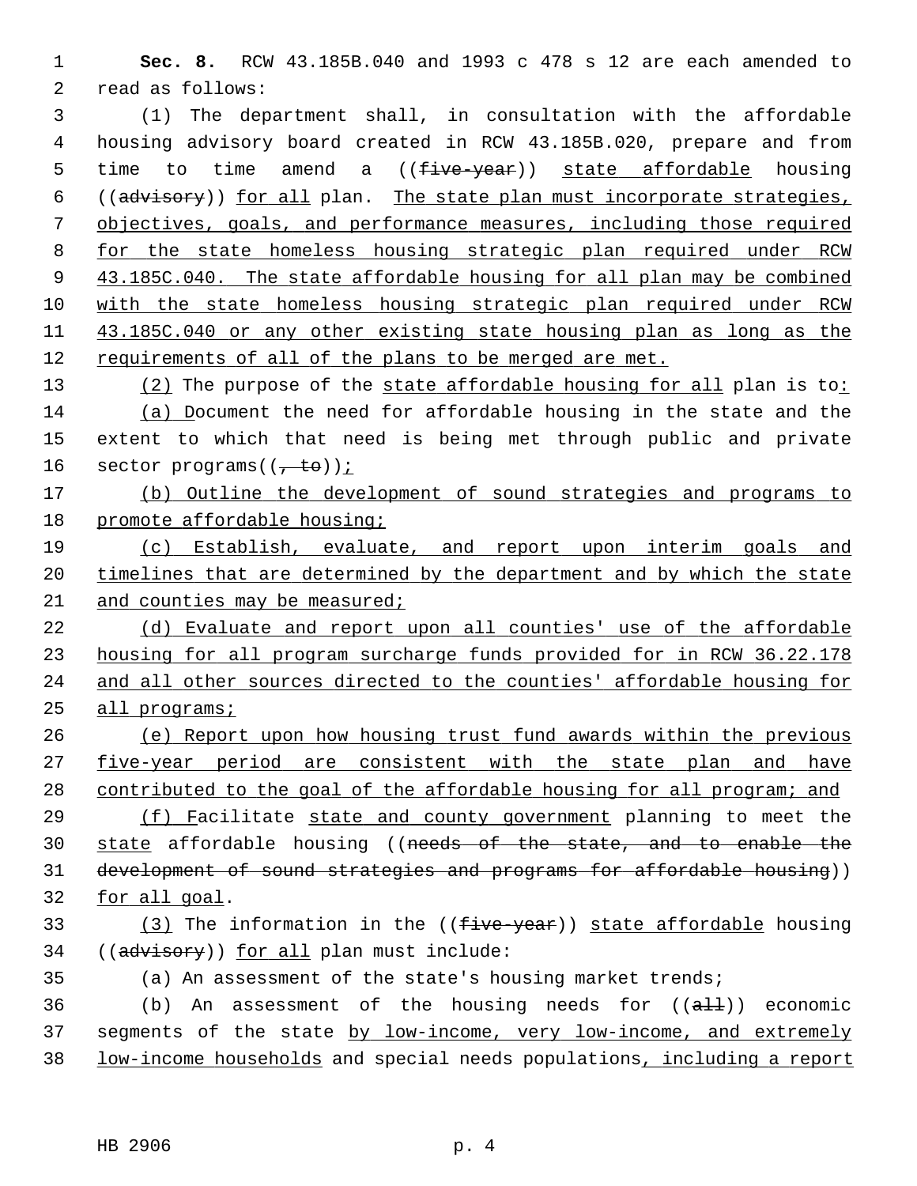**Sec. 8.** RCW 43.185B.040 and 1993 c 478 s 12 are each amended to read as follows:

(1) The department shall, in consultation with the affordable housing advisory board created in RCW 43.185B.020, prepare and from time to time amend a ((~~five-year~~)) <u>state affordable</u> housing ((~~advisory~~)) <u>for all</u> plan. <u>The state plan must incorporate strategies, objectives, goals, and performance measures, including those required for the state homeless housing strategic plan required under RCW 43.185C.040. The state affordable housing for all plan may be combined with the state homeless housing strategic plan required under RCW 43.185C.040 or any other existing state housing plan as long as the requirements of all of the plans to be merged are met.</u>

<u>(2)</u> The purpose of the <u>state affordable housing for all</u> plan is to<u>:</u>

<u>(a) D</u>ocument the need for affordable housing in the state and the extent to which that need is being met through public and private sector programs((~~, to~~))<u>;</u>

<u>(b) Outline the development of sound strategies and programs to promote affordable housing;</u>

<u>(c) Establish, evaluate, and report upon interim goals and timelines that are determined by the department and by which the state and counties may be measured;</u>

<u>(d) Evaluate and report upon all counties' use of the affordable housing for all program surcharge funds provided for in RCW 36.22.178 and all other sources directed to the counties' affordable housing for all programs;</u>

<u>(e) Report upon how housing trust fund awards within the previous five-year period are consistent with the state plan and have contributed to the goal of the affordable housing for all program; and</u>

<u>(f) F</u>acilitate <u>state and county government</u> planning to meet the <u>state</u> affordable housing ((~~needs of the state, and to enable the development of sound strategies and programs for affordable housing~~)) <u>for all goal</u>.

<u>(3)</u> The information in the ((~~five-year~~)) <u>state affordable</u> housing ((~~advisory~~)) <u>for all</u> plan must include:

(a) An assessment of the state's housing market trends;

(b) An assessment of the housing needs for ((~~all~~)) economic segments of the state <u>by low-income, very low-income, and extremely low-income households</u> and special needs populations<u>, including a report</u>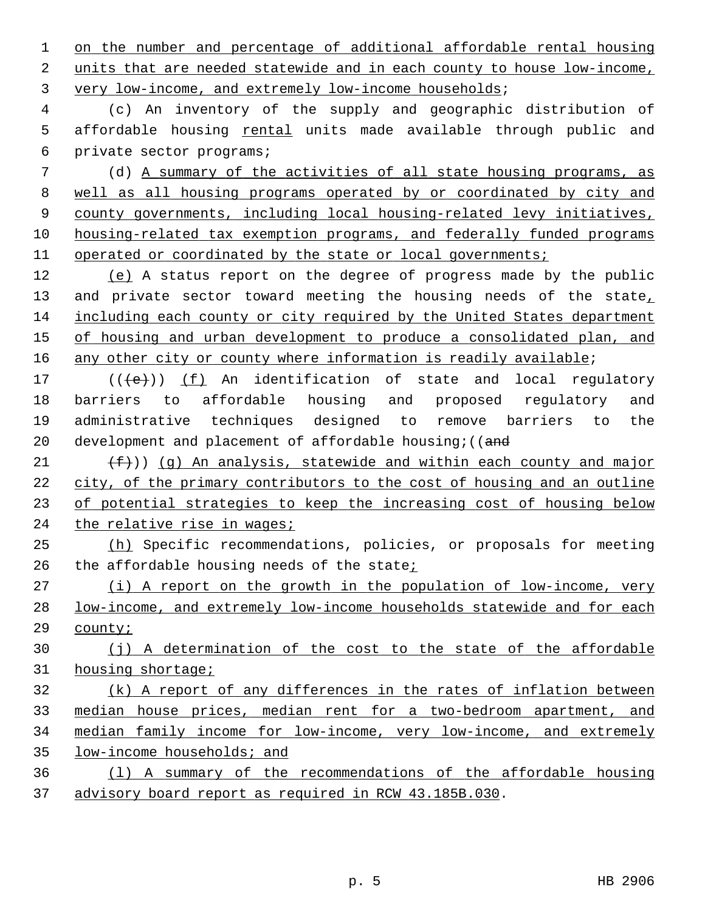on the number and percentage of additional affordable rental housing units that are needed statewide and in each county to house low-income, very low-income, and extremely low-income households;

(c) An inventory of the supply and geographic distribution of affordable housing rental units made available through public and private sector programs;

(d) A summary of the activities of all state housing programs, as well as all housing programs operated by or coordinated by city and county governments, including local housing-related levy initiatives, housing-related tax exemption programs, and federally funded programs operated or coordinated by the state or local governments;

(e) A status report on the degree of progress made by the public and private sector toward meeting the housing needs of the state, including each county or city required by the United States department of housing and urban development to produce a consolidated plan, and any other city or county where information is readily available;

(((e))) (f) An identification of state and local regulatory barriers to affordable housing and proposed regulatory and administrative techniques designed to remove barriers to the development and placement of affordable housing;((and

(f))) (g) An analysis, statewide and within each county and major city, of the primary contributors to the cost of housing and an outline of potential strategies to keep the increasing cost of housing below the relative rise in wages;

(h) Specific recommendations, policies, or proposals for meeting the affordable housing needs of the state;

(i) A report on the growth in the population of low-income, very low-income, and extremely low-income households statewide and for each county;

(j) A determination of the cost to the state of the affordable housing shortage;

(k) A report of any differences in the rates of inflation between median house prices, median rent for a two-bedroom apartment, and median family income for low-income, very low-income, and extremely low-income households; and

(l) A summary of the recommendations of the affordable housing advisory board report as required in RCW 43.185B.030.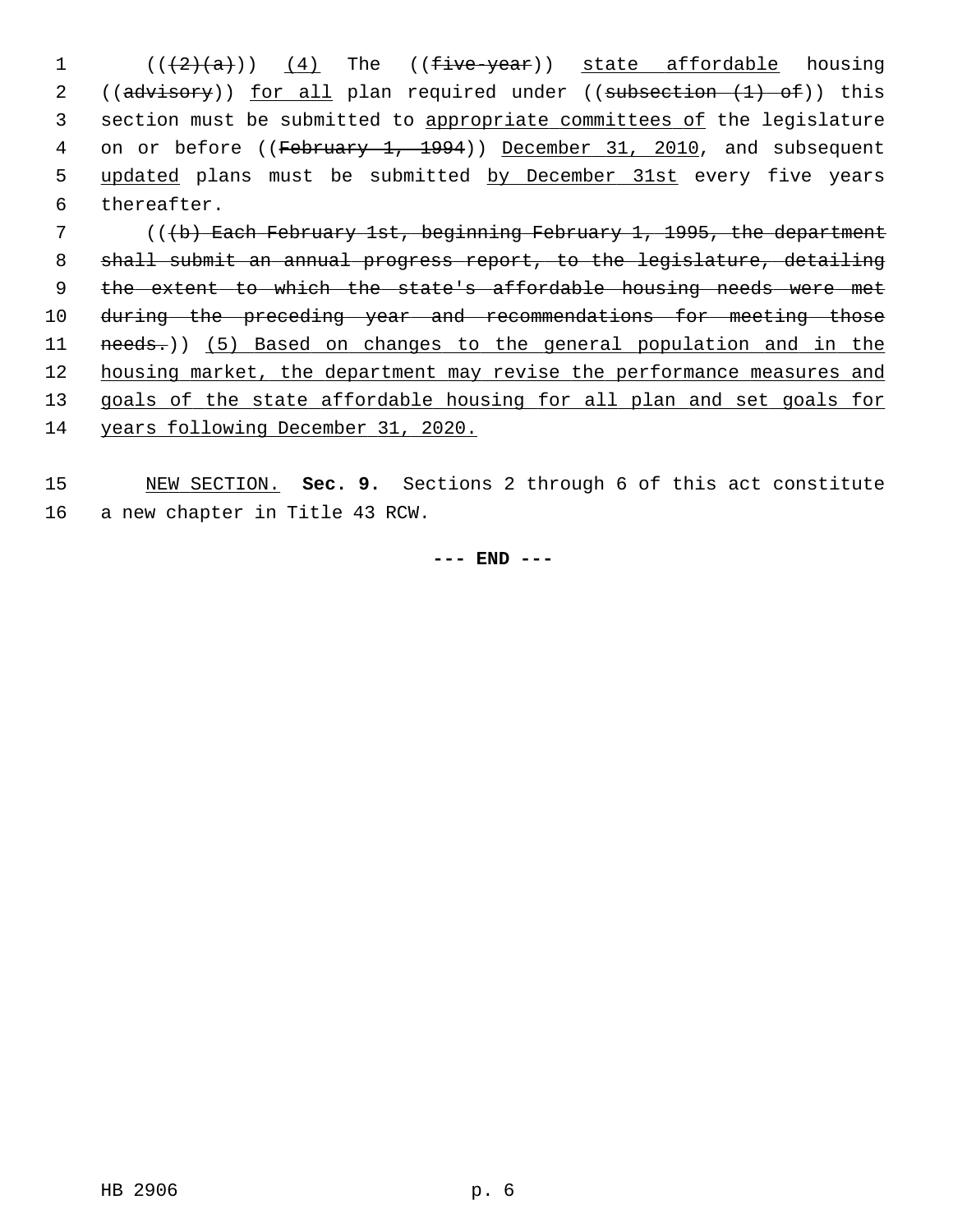(((2)(a))) (4) The ((five-year)) state affordable housing ((advisory)) for all plan required under ((subsection (1) of)) this section must be submitted to appropriate committees of the legislature on or before ((February 1, 1994)) December 31, 2010, and subsequent updated plans must be submitted by December 31st every five years thereafter.

(((b) Each February 1st, beginning February 1, 1995, the department shall submit an annual progress report, to the legislature, detailing the extent to which the state's affordable housing needs were met during the preceding year and recommendations for meeting those needs.)) (5) Based on changes to the general population and in the housing market, the department may revise the performance measures and goals of the state affordable housing for all plan and set goals for years following December 31, 2020.

NEW SECTION. **Sec. 9.** Sections 2 through 6 of this act constitute a new chapter in Title 43 RCW.

**--- END ---**